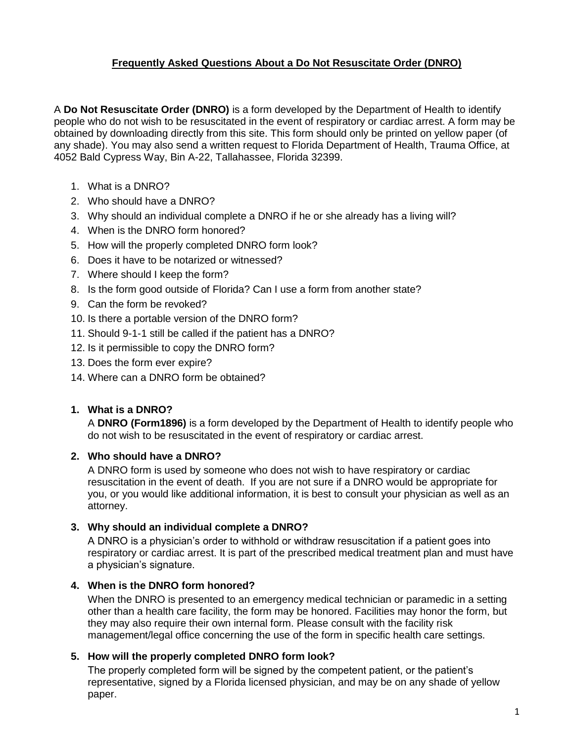# Frequently Asked Questions About a Do Not Resuscitate Order (DNRO)

A **Do Not Resuscitate Order (DNRO)** is a form developed by the Department of Health to identify people who do not wish to be resuscitated in the event of respiratory or cardiac arrest. A form may be obtained by downloading directly from this site. This form should only be printed on yellow paper (of any shade). You may also send a written request to Florida Department of Health, Trauma Office, at 4052 Bald Cypress Way, Bin A-22, Tallahassee, Florida 32399.

1. What is a DNRO?
2. Who should have a DNRO?
3. Why should an individual complete a DNRO if he or she already has a living will?
4. When is the DNRO form honored?
5. How will the properly completed DNRO form look?
6. Does it have to be notarized or witnessed?
7. Where should I keep the form?
8. Is the form good outside of Florida? Can I use a form from another state?
9. Can the form be revoked?
10. Is there a portable version of the DNRO form?
11. Should 9-1-1 still be called if the patient has a DNRO?
12. Is it permissible to copy the DNRO form?
13. Does the form ever expire?
14. Where can a DNRO form be obtained?

**1. What is a DNRO?**

A **DNRO (Form1896)** is a form developed by the Department of Health to identify people who do not wish to be resuscitated in the event of respiratory or cardiac arrest.

**2. Who should have a DNRO?**

A DNRO form is used by someone who does not wish to have respiratory or cardiac resuscitation in the event of death. If you are not sure if a DNRO would be appropriate for you, or you would like additional information, it is best to consult your physician as well as an attorney.

**3. Why should an individual complete a DNRO?**

A DNRO is a physician's order to withhold or withdraw resuscitation if a patient goes into respiratory or cardiac arrest. It is part of the prescribed medical treatment plan and must have a physician's signature.

**4. When is the DNRO form honored?**

When the DNRO is presented to an emergency medical technician or paramedic in a setting other than a health care facility, the form may be honored. Facilities may honor the form, but they may also require their own internal form. Please consult with the facility risk management/legal office concerning the use of the form in specific health care settings.

**5. How will the properly completed DNRO form look?**

The properly completed form will be signed by the competent patient, or the patient's representative, signed by a Florida licensed physician, and may be on any shade of yellow paper.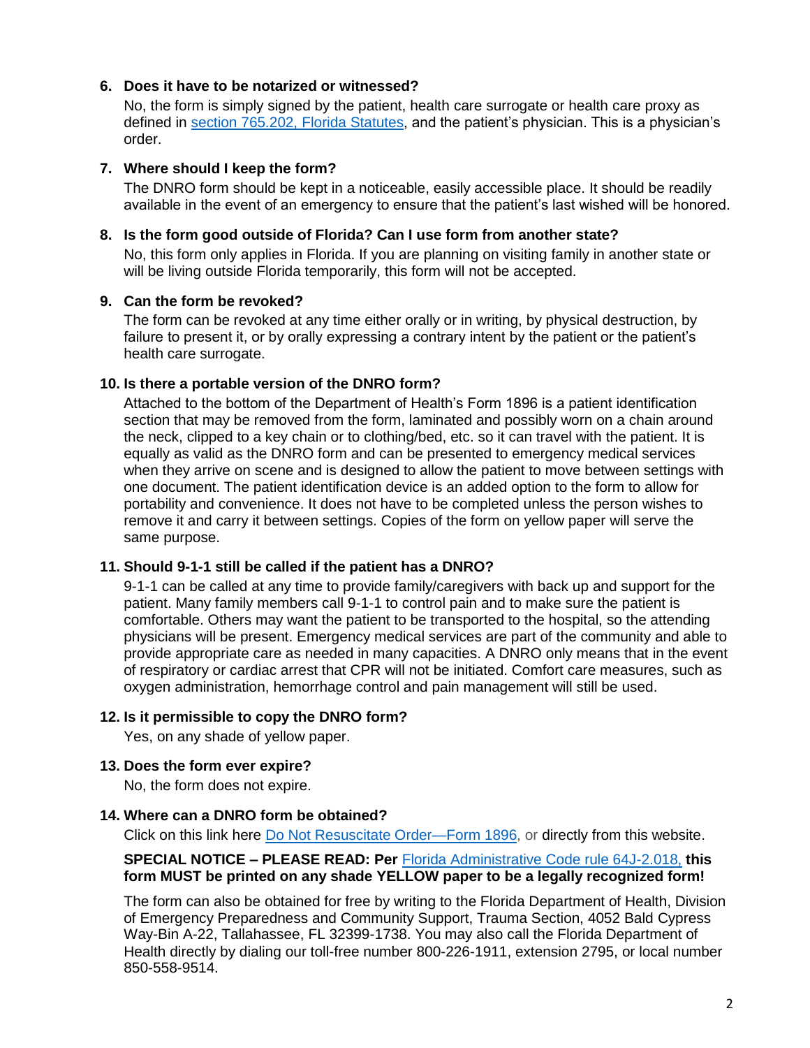6. **Does it have to be notarized or witnessed?**

   No, the form is simply signed by the patient, health care surrogate or health care proxy as defined in section 765.202, Florida Statutes, and the patient's physician. This is a physician's order.

7. **Where should I keep the form?**

   The DNRO form should be kept in a noticeable, easily accessible place. It should be readily available in the event of an emergency to ensure that the patient's last wished will be honored.

8. **Is the form good outside of Florida? Can I use form from another state?**

   No, this form only applies in Florida. If you are planning on visiting family in another state or will be living outside Florida temporarily, this form will not be accepted.

9. **Can the form be revoked?**

   The form can be revoked at any time either orally or in writing, by physical destruction, by failure to present it, or by orally expressing a contrary intent by the patient or the patient's health care surrogate.

10. **Is there a portable version of the DNRO form?**

    Attached to the bottom of the Department of Health's Form 1896 is a patient identification section that may be removed from the form, laminated and possibly worn on a chain around the neck, clipped to a key chain or to clothing/bed, etc. so it can travel with the patient. It is equally as valid as the DNRO form and can be presented to emergency medical services when they arrive on scene and is designed to allow the patient to move between settings with one document. The patient identification device is an added option to the form to allow for portability and convenience. It does not have to be completed unless the person wishes to remove it and carry it between settings. Copies of the form on yellow paper will serve the same purpose.

11. **Should 9-1-1 still be called if the patient has a DNRO?**

    9-1-1 can be called at any time to provide family/caregivers with back up and support for the patient. Many family members call 9-1-1 to control pain and to make sure the patient is comfortable. Others may want the patient to be transported to the hospital, so the attending physicians will be present. Emergency medical services are part of the community and able to provide appropriate care as needed in many capacities. A DNRO only means that in the event of respiratory or cardiac arrest that CPR will not be initiated. Comfort care measures, such as oxygen administration, hemorrhage control and pain management will still be used.

12. **Is it permissible to copy the DNRO form?**

    Yes, on any shade of yellow paper.

13. **Does the form ever expire?**

    No, the form does not expire.

14. **Where can a DNRO form be obtained?**

    Click on this link here Do Not Resuscitate Order—Form 1896, or directly from this website.

    **SPECIAL NOTICE – PLEASE READ: Per** Florida Administrative Code rule 64J-2.018, **this form MUST be printed on any shade YELLOW paper to be a legally recognized form!**

    The form can also be obtained for free by writing to the Florida Department of Health, Division of Emergency Preparedness and Community Support, Trauma Section, 4052 Bald Cypress Way-Bin A-22, Tallahassee, FL 32399-1738. You may also call the Florida Department of Health directly by dialing our toll-free number 800-226-1911, extension 2795, or local number 850-558-9514.